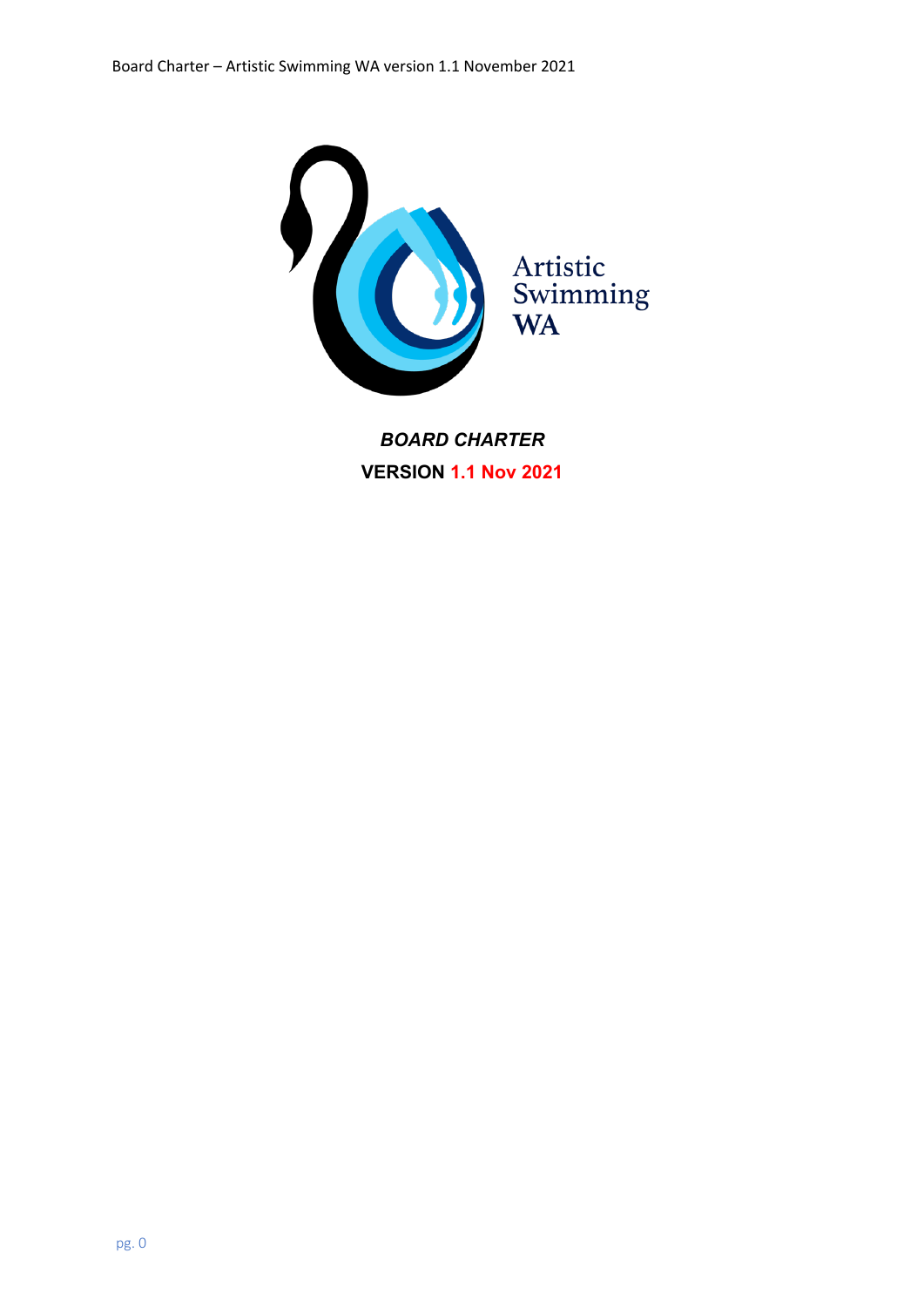Artistic Swimming WA

***BOARD CHARTER***

**VERSION 1.1 Nov 2021**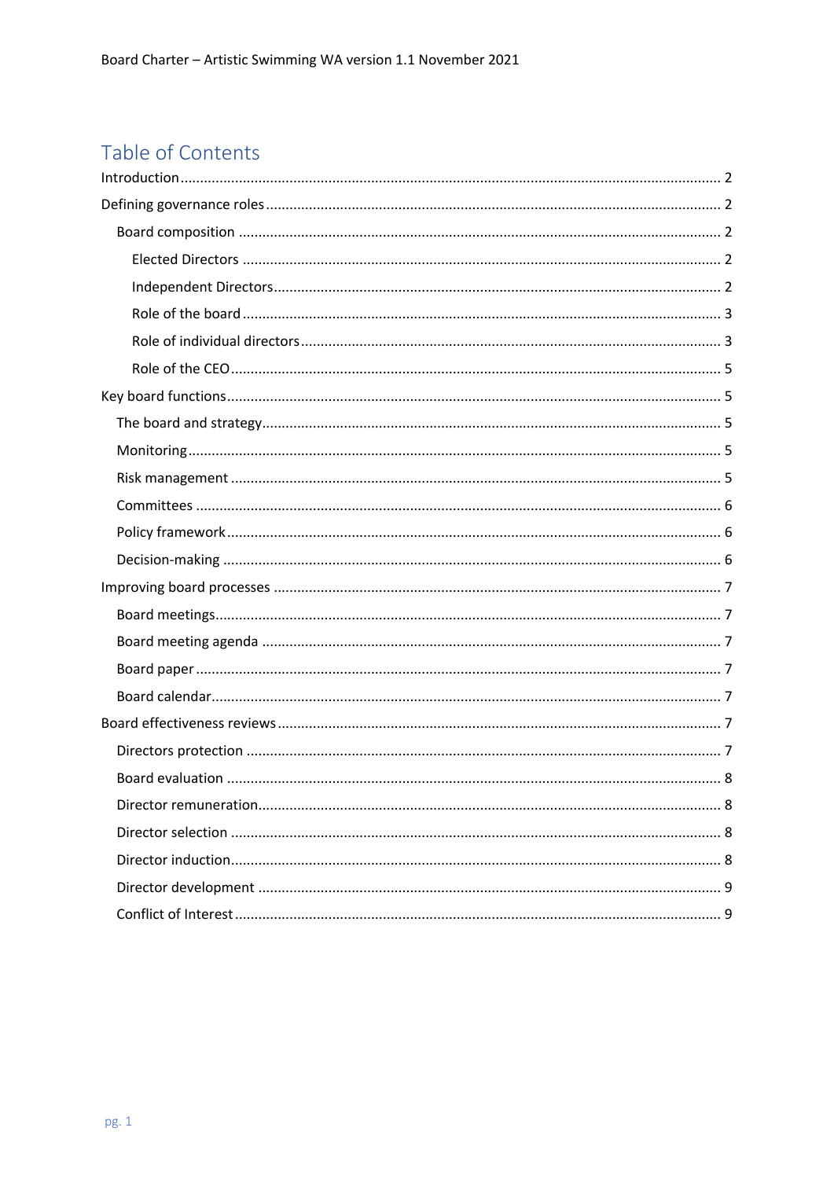# Table of Contents

Introduction ........ 2

Defining governance roles ........ 2

- Board composition ........ 2
  - Elected Directors ........ 2
  - Independent Directors ........ 2
  - Role of the board ........ 3
  - Role of individual directors ........ 3
  - Role of the CEO ........ 5

Key board functions ........ 5

- The board and strategy ........ 5
- Monitoring ........ 5
- Risk management ........ 5
- Committees ........ 6
- Policy framework ........ 6
- Decision-making ........ 6

Improving board processes ........ 7

- Board meetings ........ 7
- Board meeting agenda ........ 7
- Board paper ........ 7
- Board calendar ........ 7

Board effectiveness reviews ........ 7

- Directors protection ........ 7
- Board evaluation ........ 8
- Director remuneration ........ 8
- Director selection ........ 8
- Director induction ........ 8
- Director development ........ 9
- Conflict of Interest ........ 9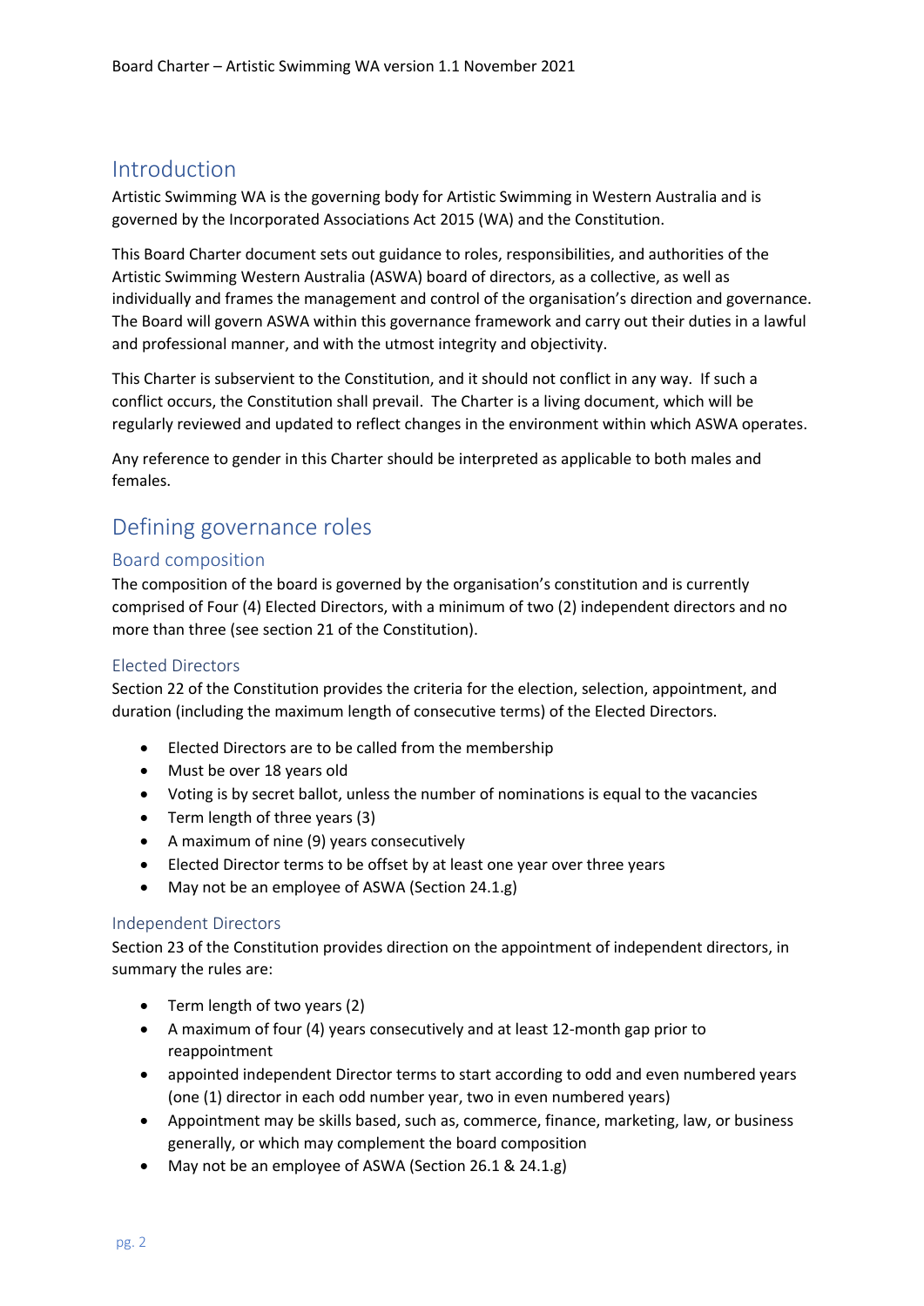## Introduction

Artistic Swimming WA is the governing body for Artistic Swimming in Western Australia and is governed by the Incorporated Associations Act 2015 (WA) and the Constitution.

This Board Charter document sets out guidance to roles, responsibilities, and authorities of the Artistic Swimming Western Australia (ASWA) board of directors, as a collective, as well as individually and frames the management and control of the organisation's direction and governance. The Board will govern ASWA within this governance framework and carry out their duties in a lawful and professional manner, and with the utmost integrity and objectivity.

This Charter is subservient to the Constitution, and it should not conflict in any way. If such a conflict occurs, the Constitution shall prevail. The Charter is a living document, which will be regularly reviewed and updated to reflect changes in the environment within which ASWA operates.

Any reference to gender in this Charter should be interpreted as applicable to both males and females.

## Defining governance roles

### Board composition

The composition of the board is governed by the organisation's constitution and is currently comprised of Four (4) Elected Directors, with a minimum of two (2) independent directors and no more than three (see section 21 of the Constitution).

#### Elected Directors

Section 22 of the Constitution provides the criteria for the election, selection, appointment, and duration (including the maximum length of consecutive terms) of the Elected Directors.

- Elected Directors are to be called from the membership
- Must be over 18 years old
- Voting is by secret ballot, unless the number of nominations is equal to the vacancies
- Term length of three years (3)
- A maximum of nine (9) years consecutively
- Elected Director terms to be offset by at least one year over three years
- May not be an employee of ASWA (Section 24.1.g)

#### Independent Directors

Section 23 of the Constitution provides direction on the appointment of independent directors, in summary the rules are:

- Term length of two years (2)
- A maximum of four (4) years consecutively and at least 12-month gap prior to reappointment
- appointed independent Director terms to start according to odd and even numbered years (one (1) director in each odd number year, two in even numbered years)
- Appointment may be skills based, such as, commerce, finance, marketing, law, or business generally, or which may complement the board composition
- May not be an employee of ASWA (Section 26.1 & 24.1.g)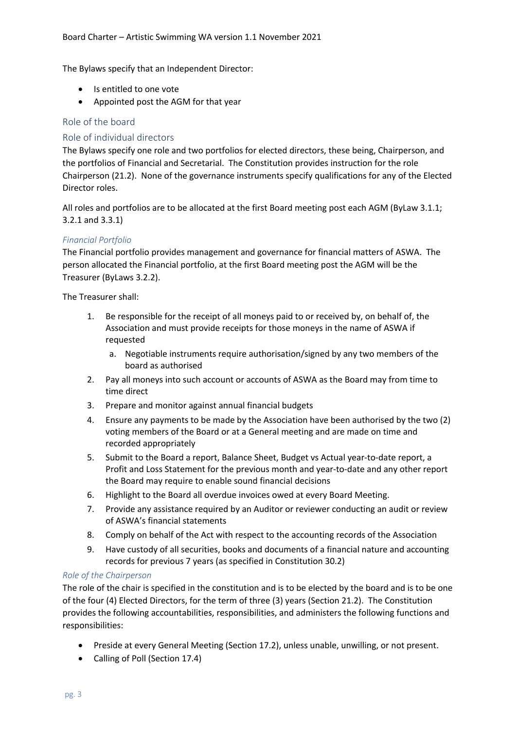The Bylaws specify that an Independent Director:

- Is entitled to one vote
- Appointed post the AGM for that year

## Role of the board

## Role of individual directors

The Bylaws specify one role and two portfolios for elected directors, these being, Chairperson, and the portfolios of Financial and Secretarial. The Constitution provides instruction for the role Chairperson (21.2). None of the governance instruments specify qualifications for any of the Elected Director roles.

All roles and portfolios are to be allocated at the first Board meeting post each AGM (ByLaw 3.1.1; 3.2.1 and 3.3.1)

### *Financial Portfolio*

The Financial portfolio provides management and governance for financial matters of ASWA. The person allocated the Financial portfolio, at the first Board meeting post the AGM will be the Treasurer (ByLaws 3.2.2).

The Treasurer shall:

1. Be responsible for the receipt of all moneys paid to or received by, on behalf of, the Association and must provide receipts for those moneys in the name of ASWA if requested
   a. Negotiable instruments require authorisation/signed by any two members of the board as authorised
2. Pay all moneys into such account or accounts of ASWA as the Board may from time to time direct
3. Prepare and monitor against annual financial budgets
4. Ensure any payments to be made by the Association have been authorised by the two (2) voting members of the Board or at a General meeting and are made on time and recorded appropriately
5. Submit to the Board a report, Balance Sheet, Budget vs Actual year-to-date report, a Profit and Loss Statement for the previous month and year-to-date and any other report the Board may require to enable sound financial decisions
6. Highlight to the Board all overdue invoices owed at every Board Meeting.
7. Provide any assistance required by an Auditor or reviewer conducting an audit or review of ASWA's financial statements
8. Comply on behalf of the Act with respect to the accounting records of the Association
9. Have custody of all securities, books and documents of a financial nature and accounting records for previous 7 years (as specified in Constitution 30.2)

### *Role of the Chairperson*

The role of the chair is specified in the constitution and is to be elected by the board and is to be one of the four (4) Elected Directors, for the term of three (3) years (Section 21.2). The Constitution provides the following accountabilities, responsibilities, and administers the following functions and responsibilities:

- Preside at every General Meeting (Section 17.2), unless unable, unwilling, or not present.
- Calling of Poll (Section 17.4)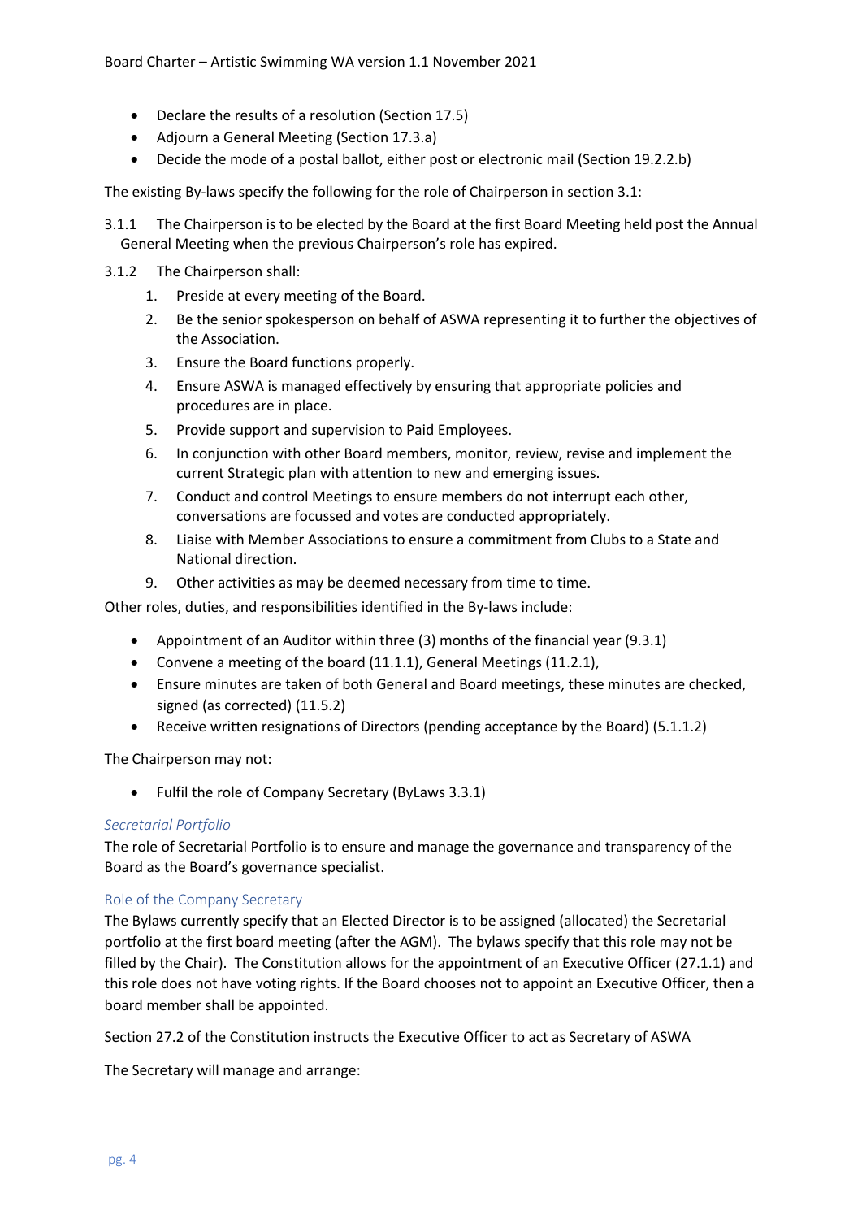- Declare the results of a resolution (Section 17.5)
- Adjourn a General Meeting (Section 17.3.a)
- Decide the mode of a postal ballot, either post or electronic mail (Section 19.2.2.b)

The existing By-laws specify the following for the role of Chairperson in section 3.1:

3.1.1 The Chairperson is to be elected by the Board at the first Board Meeting held post the Annual General Meeting when the previous Chairperson's role has expired.

3.1.2 The Chairperson shall:

1. Preside at every meeting of the Board.
2. Be the senior spokesperson on behalf of ASWA representing it to further the objectives of the Association.
3. Ensure the Board functions properly.
4. Ensure ASWA is managed effectively by ensuring that appropriate policies and procedures are in place.
5. Provide support and supervision to Paid Employees.
6. In conjunction with other Board members, monitor, review, revise and implement the current Strategic plan with attention to new and emerging issues.
7. Conduct and control Meetings to ensure members do not interrupt each other, conversations are focussed and votes are conducted appropriately.
8. Liaise with Member Associations to ensure a commitment from Clubs to a State and National direction.
9. Other activities as may be deemed necessary from time to time.

Other roles, duties, and responsibilities identified in the By-laws include:

- Appointment of an Auditor within three (3) months of the financial year (9.3.1)
- Convene a meeting of the board (11.1.1), General Meetings (11.2.1),
- Ensure minutes are taken of both General and Board meetings, these minutes are checked, signed (as corrected) (11.5.2)
- Receive written resignations of Directors (pending acceptance by the Board) (5.1.1.2)

The Chairperson may not:

- Fulfil the role of Company Secretary (ByLaws 3.3.1)

### *Secretarial Portfolio*

The role of Secretarial Portfolio is to ensure and manage the governance and transparency of the Board as the Board's governance specialist.

### Role of the Company Secretary

The Bylaws currently specify that an Elected Director is to be assigned (allocated) the Secretarial portfolio at the first board meeting (after the AGM). The bylaws specify that this role may not be filled by the Chair). The Constitution allows for the appointment of an Executive Officer (27.1.1) and this role does not have voting rights. If the Board chooses not to appoint an Executive Officer, then a board member shall be appointed.

Section 27.2 of the Constitution instructs the Executive Officer to act as Secretary of ASWA

The Secretary will manage and arrange: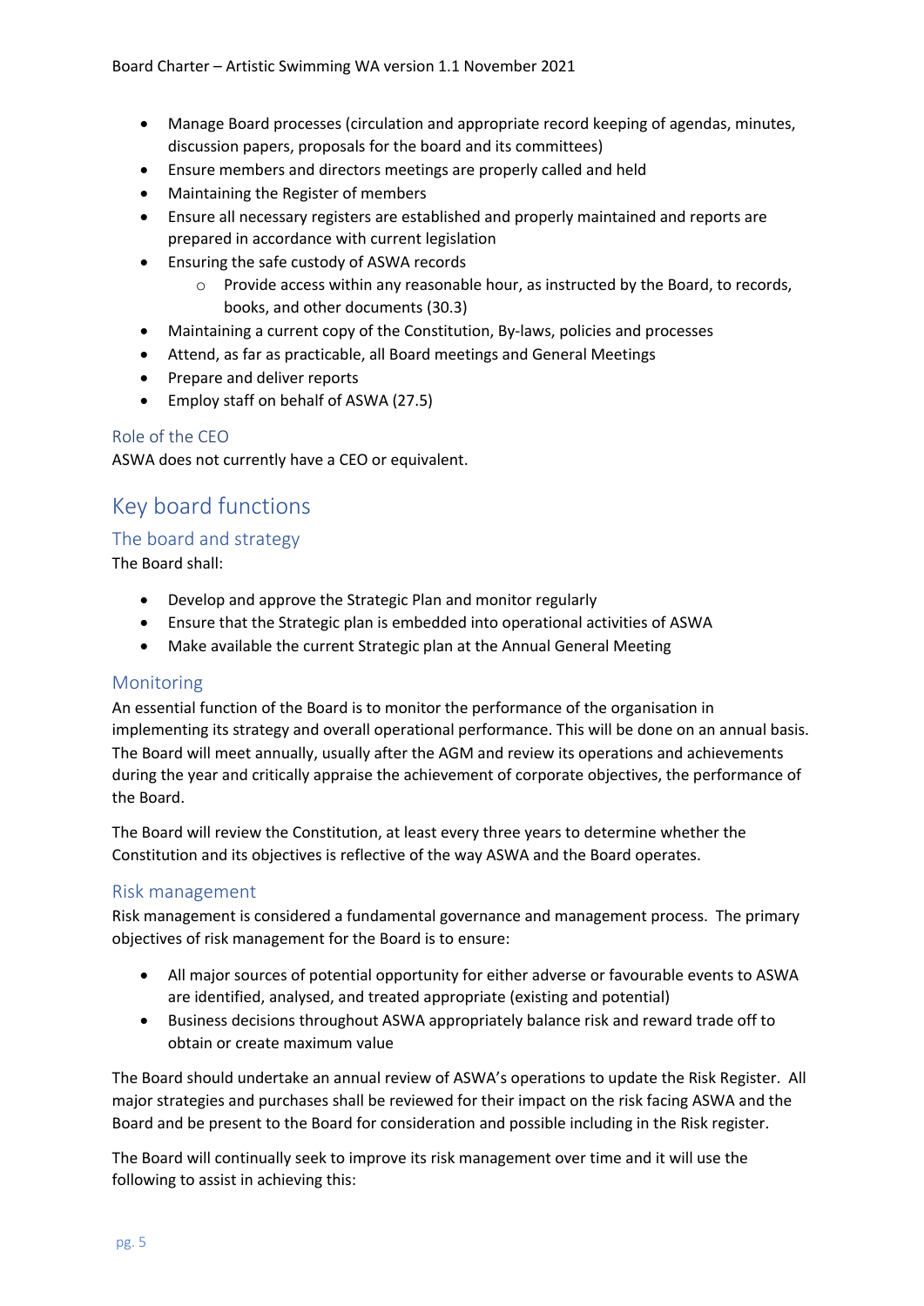- Manage Board processes (circulation and appropriate record keeping of agendas, minutes, discussion papers, proposals for the board and its committees)
- Ensure members and directors meetings are properly called and held
- Maintaining the Register of members
- Ensure all necessary registers are established and properly maintained and reports are prepared in accordance with current legislation
- Ensuring the safe custody of ASWA records
    - Provide access within any reasonable hour, as instructed by the Board, to records, books, and other documents (30.3)
- Maintaining a current copy of the Constitution, By-laws, policies and processes
- Attend, as far as practicable, all Board meetings and General Meetings
- Prepare and deliver reports
- Employ staff on behalf of ASWA (27.5)

### Role of the CEO

ASWA does not currently have a CEO or equivalent.

## Key board functions

### The board and strategy

The Board shall:

- Develop and approve the Strategic Plan and monitor regularly
- Ensure that the Strategic plan is embedded into operational activities of ASWA
- Make available the current Strategic plan at the Annual General Meeting

### Monitoring

An essential function of the Board is to monitor the performance of the organisation in implementing its strategy and overall operational performance. This will be done on an annual basis. The Board will meet annually, usually after the AGM and review its operations and achievements during the year and critically appraise the achievement of corporate objectives, the performance of the Board.

The Board will review the Constitution, at least every three years to determine whether the Constitution and its objectives is reflective of the way ASWA and the Board operates.

### Risk management

Risk management is considered a fundamental governance and management process. The primary objectives of risk management for the Board is to ensure:

- All major sources of potential opportunity for either adverse or favourable events to ASWA are identified, analysed, and treated appropriate (existing and potential)
- Business decisions throughout ASWA appropriately balance risk and reward trade off to obtain or create maximum value

The Board should undertake an annual review of ASWA's operations to update the Risk Register. All major strategies and purchases shall be reviewed for their impact on the risk facing ASWA and the Board and be present to the Board for consideration and possible including in the Risk register.

The Board will continually seek to improve its risk management over time and it will use the following to assist in achieving this: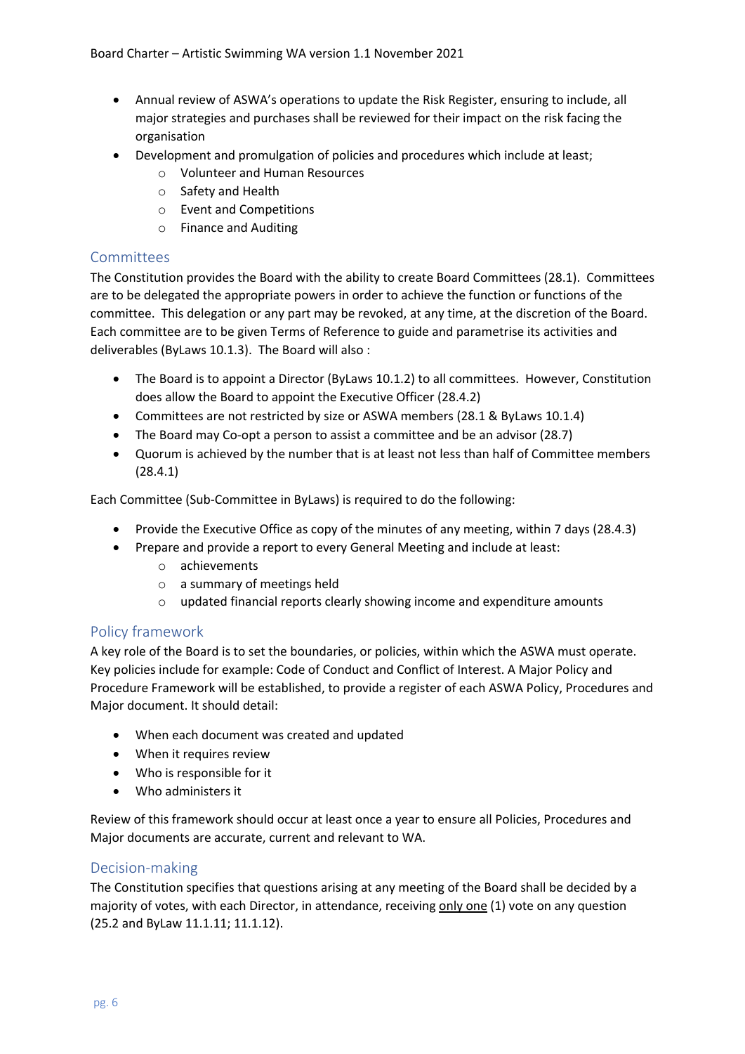- Annual review of ASWA's operations to update the Risk Register, ensuring to include, all major strategies and purchases shall be reviewed for their impact on the risk facing the organisation
- Development and promulgation of policies and procedures which include at least;
  - Volunteer and Human Resources
  - Safety and Health
  - Event and Competitions
  - Finance and Auditing

## Committees

The Constitution provides the Board with the ability to create Board Committees (28.1). Committees are to be delegated the appropriate powers in order to achieve the function or functions of the committee. This delegation or any part may be revoked, at any time, at the discretion of the Board. Each committee are to be given Terms of Reference to guide and parametrise its activities and deliverables (ByLaws 10.1.3). The Board will also :

- The Board is to appoint a Director (ByLaws 10.1.2) to all committees. However, Constitution does allow the Board to appoint the Executive Officer (28.4.2)
- Committees are not restricted by size or ASWA members (28.1 & ByLaws 10.1.4)
- The Board may Co-opt a person to assist a committee and be an advisor (28.7)
- Quorum is achieved by the number that is at least not less than half of Committee members (28.4.1)

Each Committee (Sub-Committee in ByLaws) is required to do the following:

- Provide the Executive Office as copy of the minutes of any meeting, within 7 days (28.4.3)
- Prepare and provide a report to every General Meeting and include at least:
  - achievements
  - a summary of meetings held
  - updated financial reports clearly showing income and expenditure amounts

## Policy framework

A key role of the Board is to set the boundaries, or policies, within which the ASWA must operate. Key policies include for example: Code of Conduct and Conflict of Interest. A Major Policy and Procedure Framework will be established, to provide a register of each ASWA Policy, Procedures and Major document. It should detail:

- When each document was created and updated
- When it requires review
- Who is responsible for it
- Who administers it

Review of this framework should occur at least once a year to ensure all Policies, Procedures and Major documents are accurate, current and relevant to WA.

## Decision-making

The Constitution specifies that questions arising at any meeting of the Board shall be decided by a majority of votes, with each Director, in attendance, receiving only one (1) vote on any question (25.2 and ByLaw 11.1.11; 11.1.12).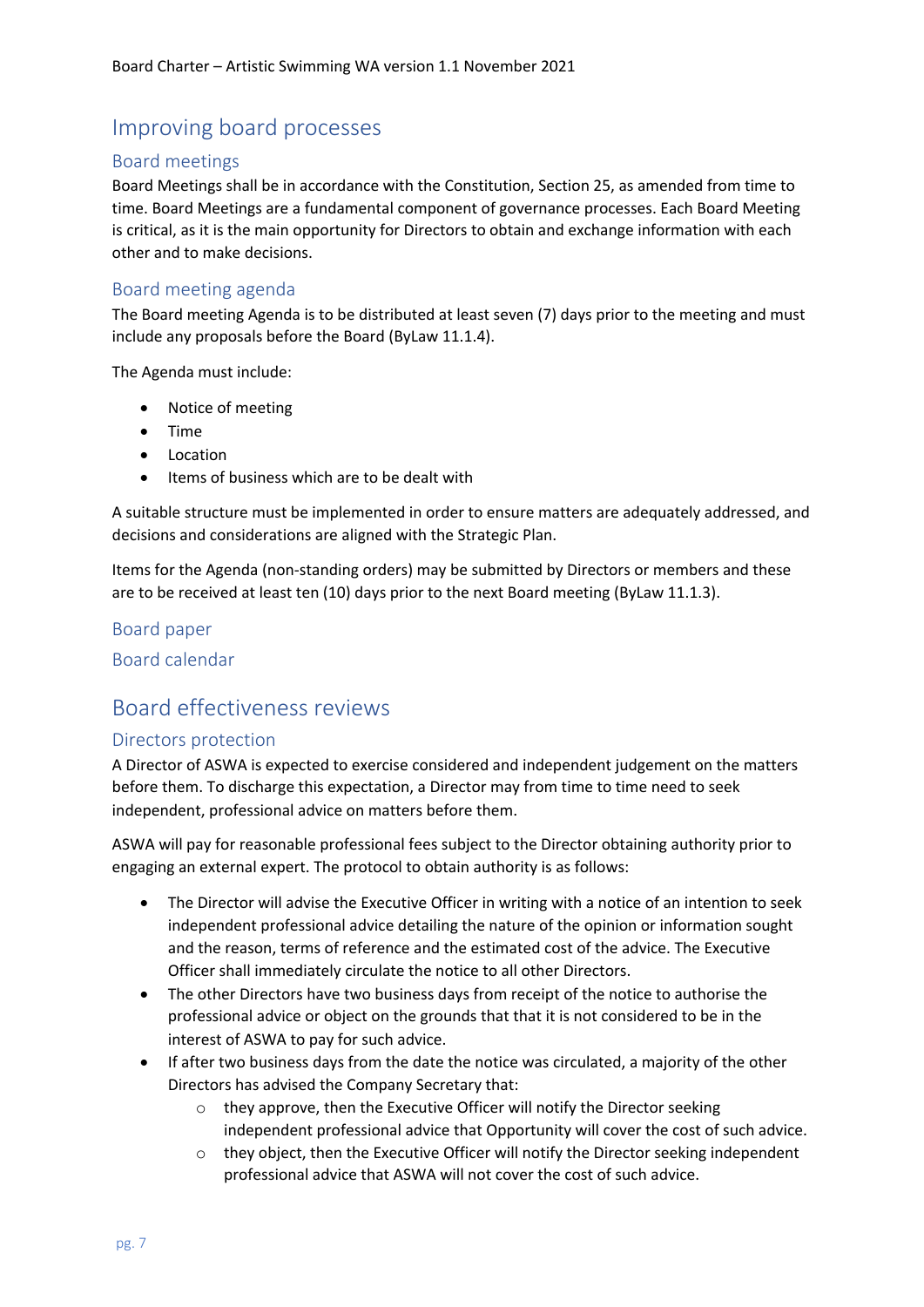# Improving board processes

## Board meetings

Board Meetings shall be in accordance with the Constitution, Section 25, as amended from time to time. Board Meetings are a fundamental component of governance processes. Each Board Meeting is critical, as it is the main opportunity for Directors to obtain and exchange information with each other and to make decisions.

## Board meeting agenda

The Board meeting Agenda is to be distributed at least seven (7) days prior to the meeting and must include any proposals before the Board (ByLaw 11.1.4).

The Agenda must include:

- Notice of meeting
- Time
- Location
- Items of business which are to be dealt with

A suitable structure must be implemented in order to ensure matters are adequately addressed, and decisions and considerations are aligned with the Strategic Plan.

Items for the Agenda (non-standing orders) may be submitted by Directors or members and these are to be received at least ten (10) days prior to the next Board meeting (ByLaw 11.1.3).

## Board paper

## Board calendar

# Board effectiveness reviews

## Directors protection

A Director of ASWA is expected to exercise considered and independent judgement on the matters before them. To discharge this expectation, a Director may from time to time need to seek independent, professional advice on matters before them.

ASWA will pay for reasonable professional fees subject to the Director obtaining authority prior to engaging an external expert. The protocol to obtain authority is as follows:

- The Director will advise the Executive Officer in writing with a notice of an intention to seek independent professional advice detailing the nature of the opinion or information sought and the reason, terms of reference and the estimated cost of the advice. The Executive Officer shall immediately circulate the notice to all other Directors.
- The other Directors have two business days from receipt of the notice to authorise the professional advice or object on the grounds that that it is not considered to be in the interest of ASWA to pay for such advice.
- If after two business days from the date the notice was circulated, a majority of the other Directors has advised the Company Secretary that:
    - they approve, then the Executive Officer will notify the Director seeking independent professional advice that Opportunity will cover the cost of such advice.
    - they object, then the Executive Officer will notify the Director seeking independent professional advice that ASWA will not cover the cost of such advice.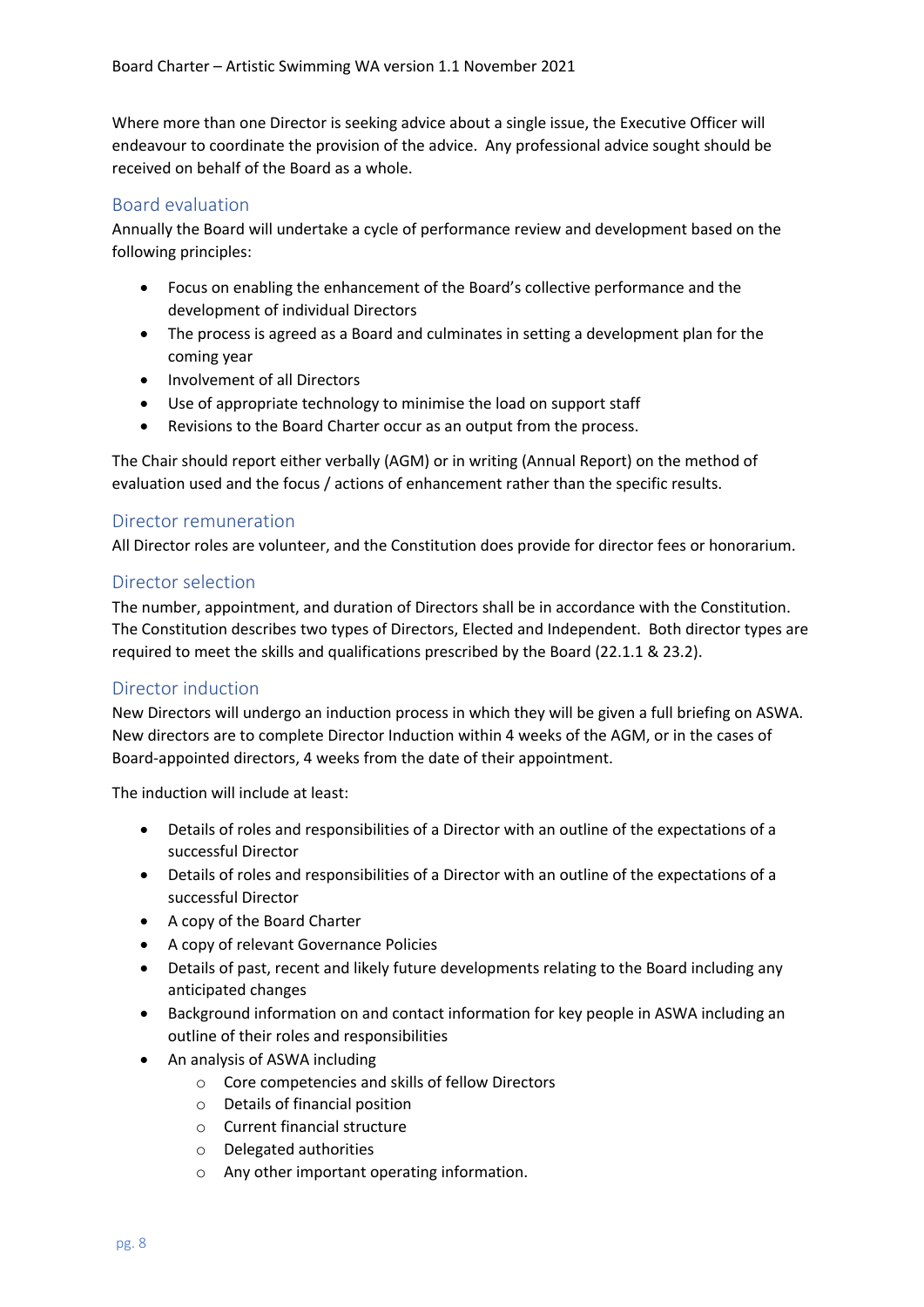Where more than one Director is seeking advice about a single issue, the Executive Officer will endeavour to coordinate the provision of the advice. Any professional advice sought should be received on behalf of the Board as a whole.

## Board evaluation

Annually the Board will undertake a cycle of performance review and development based on the following principles:

- Focus on enabling the enhancement of the Board's collective performance and the development of individual Directors
- The process is agreed as a Board and culminates in setting a development plan for the coming year
- Involvement of all Directors
- Use of appropriate technology to minimise the load on support staff
- Revisions to the Board Charter occur as an output from the process.

The Chair should report either verbally (AGM) or in writing (Annual Report) on the method of evaluation used and the focus / actions of enhancement rather than the specific results.

## Director remuneration

All Director roles are volunteer, and the Constitution does provide for director fees or honorarium.

## Director selection

The number, appointment, and duration of Directors shall be in accordance with the Constitution. The Constitution describes two types of Directors, Elected and Independent. Both director types are required to meet the skills and qualifications prescribed by the Board (22.1.1 & 23.2).

## Director induction

New Directors will undergo an induction process in which they will be given a full briefing on ASWA. New directors are to complete Director Induction within 4 weeks of the AGM, or in the cases of Board-appointed directors, 4 weeks from the date of their appointment.

The induction will include at least:

- Details of roles and responsibilities of a Director with an outline of the expectations of a successful Director
- Details of roles and responsibilities of a Director with an outline of the expectations of a successful Director
- A copy of the Board Charter
- A copy of relevant Governance Policies
- Details of past, recent and likely future developments relating to the Board including any anticipated changes
- Background information on and contact information for key people in ASWA including an outline of their roles and responsibilities
- An analysis of ASWA including
    - Core competencies and skills of fellow Directors
    - Details of financial position
    - Current financial structure
    - Delegated authorities
    - Any other important operating information.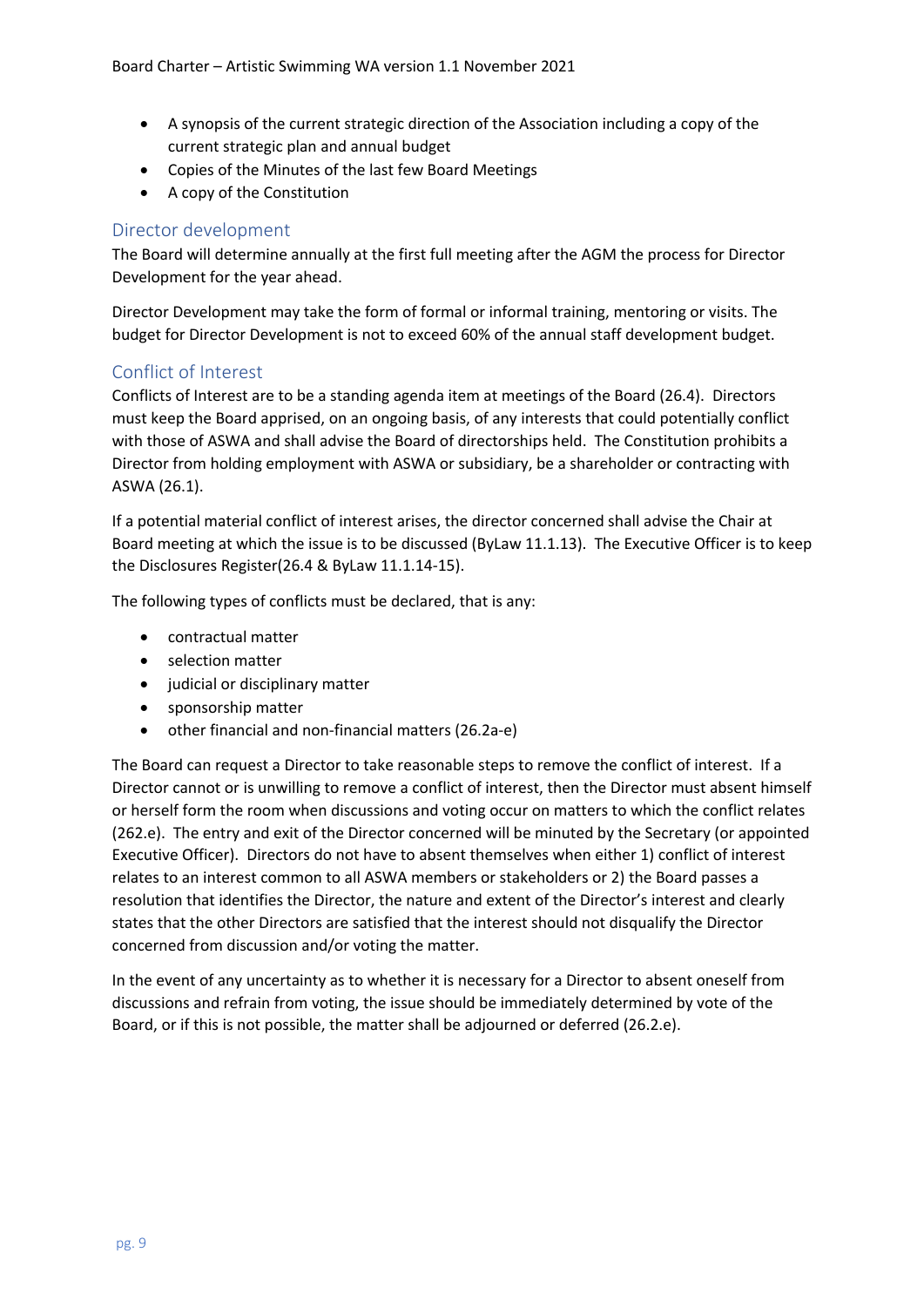- A synopsis of the current strategic direction of the Association including a copy of the current strategic plan and annual budget
- Copies of the Minutes of the last few Board Meetings
- A copy of the Constitution

## Director development

The Board will determine annually at the first full meeting after the AGM the process for Director Development for the year ahead.

Director Development may take the form of formal or informal training, mentoring or visits. The budget for Director Development is not to exceed 60% of the annual staff development budget.

## Conflict of Interest

Conflicts of Interest are to be a standing agenda item at meetings of the Board (26.4). Directors must keep the Board apprised, on an ongoing basis, of any interests that could potentially conflict with those of ASWA and shall advise the Board of directorships held. The Constitution prohibits a Director from holding employment with ASWA or subsidiary, be a shareholder or contracting with ASWA (26.1).

If a potential material conflict of interest arises, the director concerned shall advise the Chair at Board meeting at which the issue is to be discussed (ByLaw 11.1.13). The Executive Officer is to keep the Disclosures Register(26.4 & ByLaw 11.1.14-15).

The following types of conflicts must be declared, that is any:

- contractual matter
- selection matter
- judicial or disciplinary matter
- sponsorship matter
- other financial and non-financial matters (26.2a-e)

The Board can request a Director to take reasonable steps to remove the conflict of interest. If a Director cannot or is unwilling to remove a conflict of interest, then the Director must absent himself or herself form the room when discussions and voting occur on matters to which the conflict relates (262.e). The entry and exit of the Director concerned will be minuted by the Secretary (or appointed Executive Officer). Directors do not have to absent themselves when either 1) conflict of interest relates to an interest common to all ASWA members or stakeholders or 2) the Board passes a resolution that identifies the Director, the nature and extent of the Director's interest and clearly states that the other Directors are satisfied that the interest should not disqualify the Director concerned from discussion and/or voting the matter.

In the event of any uncertainty as to whether it is necessary for a Director to absent oneself from discussions and refrain from voting, the issue should be immediately determined by vote of the Board, or if this is not possible, the matter shall be adjourned or deferred (26.2.e).